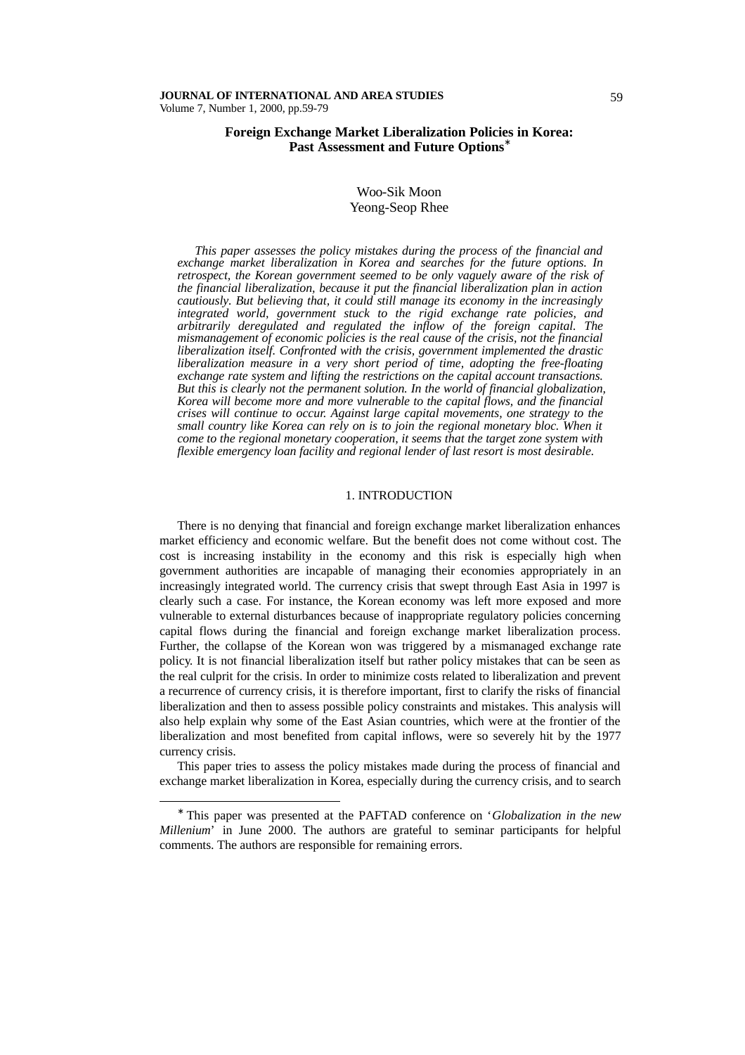# Foreign Exchange Market Liberalization Policies in Korea: Past Assessment and Future Options*

Woo-Sik Moon
Yeong-Seop Rhee

*This paper assesses the policy mistakes during the process of the financial and exchange market liberalization in Korea and searches for the future options. In retrospect, the Korean government seemed to be only vaguely aware of the risk of the financial liberalization, because it put the financial liberalization plan in action cautiously. But believing that, it could still manage its economy in the increasingly integrated world, government stuck to the rigid exchange rate policies, and arbitrarily deregulated and regulated the inflow of the foreign capital. The mismanagement of economic policies is the real cause of the crisis, not the financial liberalization itself. Confronted with the crisis, government implemented the drastic liberalization measure in a very short period of time, adopting the free-floating exchange rate system and lifting the restrictions on the capital account transactions. But this is clearly not the permanent solution. In the world of financial globalization, Korea will become more and more vulnerable to the capital flows, and the financial crises will continue to occur. Against large capital movements, one strategy to the small country like Korea can rely on is to join the regional monetary bloc. When it come to the regional monetary cooperation, it seems that the target zone system with flexible emergency loan facility and regional lender of last resort is most desirable.*

## 1. INTRODUCTION

There is no denying that financial and foreign exchange market liberalization enhances market efficiency and economic welfare. But the benefit does not come without cost. The cost is increasing instability in the economy and this risk is especially high when government authorities are incapable of managing their economies appropriately in an increasingly integrated world. The currency crisis that swept through East Asia in 1997 is clearly such a case. For instance, the Korean economy was left more exposed and more vulnerable to external disturbances because of inappropriate regulatory policies concerning capital flows during the financial and foreign exchange market liberalization process. Further, the collapse of the Korean won was triggered by a mismanaged exchange rate policy. It is not financial liberalization itself but rather policy mistakes that can be seen as the real culprit for the crisis. In order to minimize costs related to liberalization and prevent a recurrence of currency crisis, it is therefore important, first to clarify the risks of financial liberalization and then to assess possible policy constraints and mistakes. This analysis will also help explain why some of the East Asian countries, which were at the frontier of the liberalization and most benefited from capital inflows, were so severely hit by the 1977 currency crisis.

This paper tries to assess the policy mistakes made during the process of financial and exchange market liberalization in Korea, especially during the currency crisis, and to search

---

* This paper was presented at the PAFTAD conference on '*Globalization in the new Millenium*' in June 2000. The authors are grateful to seminar participants for helpful comments. The authors are responsible for remaining errors.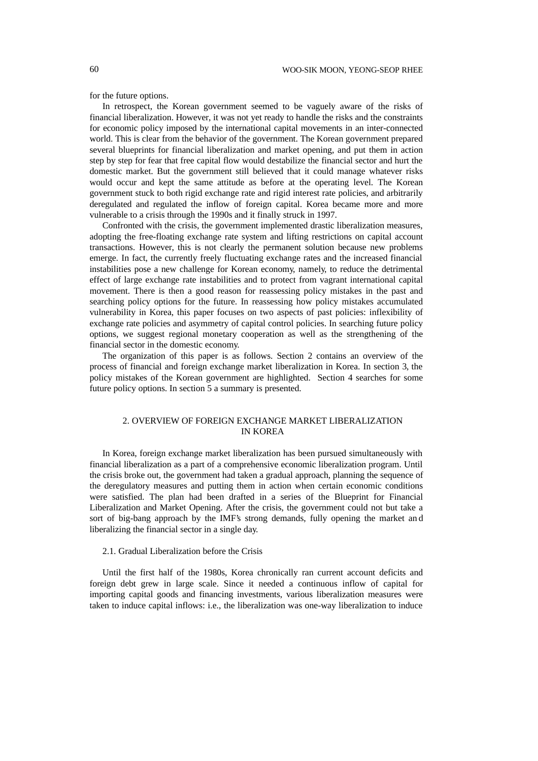for the future options.

In retrospect, the Korean government seemed to be vaguely aware of the risks of financial liberalization. However, it was not yet ready to handle the risks and the constraints for economic policy imposed by the international capital movements in an inter-connected world. This is clear from the behavior of the government. The Korean government prepared several blueprints for financial liberalization and market opening, and put them in action step by step for fear that free capital flow would destabilize the financial sector and hurt the domestic market. But the government still believed that it could manage whatever risks would occur and kept the same attitude as before at the operating level. The Korean government stuck to both rigid exchange rate and rigid interest rate policies, and arbitrarily deregulated and regulated the inflow of foreign capital. Korea became more and more vulnerable to a crisis through the 1990s and it finally struck in 1997.

Confronted with the crisis, the government implemented drastic liberalization measures, adopting the free-floating exchange rate system and lifting restrictions on capital account transactions. However, this is not clearly the permanent solution because new problems emerge. In fact, the currently freely fluctuating exchange rates and the increased financial instabilities pose a new challenge for Korean economy, namely, to reduce the detrimental effect of large exchange rate instabilities and to protect from vagrant international capital movement. There is then a good reason for reassessing policy mistakes in the past and searching policy options for the future. In reassessing how policy mistakes accumulated vulnerability in Korea, this paper focuses on two aspects of past policies: inflexibility of exchange rate policies and asymmetry of capital control policies. In searching future policy options, we suggest regional monetary cooperation as well as the strengthening of the financial sector in the domestic economy.

The organization of this paper is as follows. Section 2 contains an overview of the process of financial and foreign exchange market liberalization in Korea. In section 3, the policy mistakes of the Korean government are highlighted. Section 4 searches for some future policy options. In section 5 a summary is presented.

## 2. OVERVIEW OF FOREIGN EXCHANGE MARKET LIBERALIZATION IN KOREA

In Korea, foreign exchange market liberalization has been pursued simultaneously with financial liberalization as a part of a comprehensive economic liberalization program. Until the crisis broke out, the government had taken a gradual approach, planning the sequence of the deregulatory measures and putting them in action when certain economic conditions were satisfied. The plan had been drafted in a series of the Blueprint for Financial Liberalization and Market Opening. After the crisis, the government could not but take a sort of big-bang approach by the IMF's strong demands, fully opening the market and liberalizing the financial sector in a single day.

### 2.1. Gradual Liberalization before the Crisis

Until the first half of the 1980s, Korea chronically ran current account deficits and foreign debt grew in large scale. Since it needed a continuous inflow of capital for importing capital goods and financing investments, various liberalization measures were taken to induce capital inflows: i.e., the liberalization was one-way liberalization to induce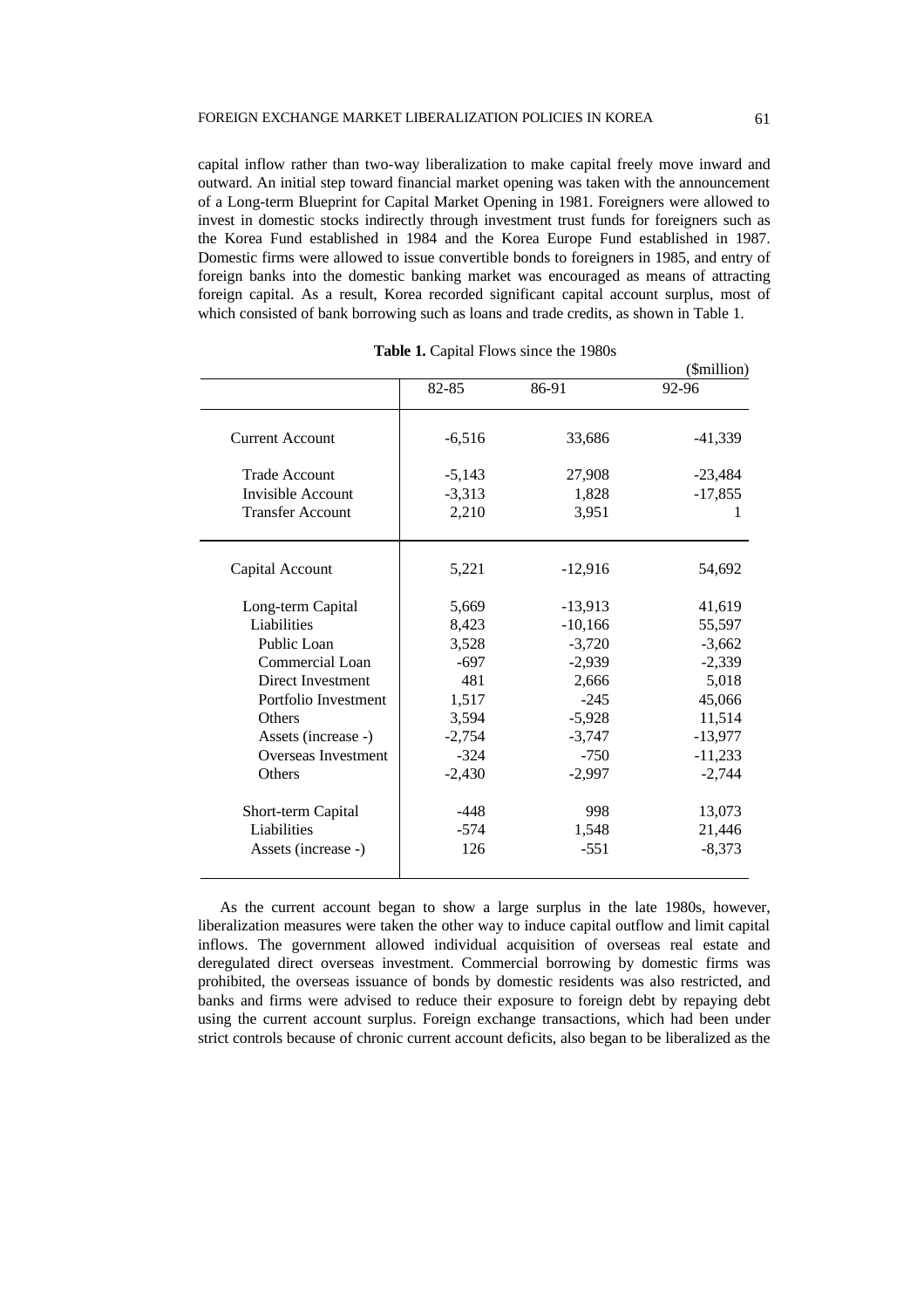capital inflow rather than two-way liberalization to make capital freely move inward and outward. An initial step toward financial market opening was taken with the announcement of a Long-term Blueprint for Capital Market Opening in 1981. Foreigners were allowed to invest in domestic stocks indirectly through investment trust funds for foreigners such as the Korea Fund established in 1984 and the Korea Europe Fund established in 1987. Domestic firms were allowed to issue convertible bonds to foreigners in 1985, and entry of foreign banks into the domestic banking market was encouraged as means of attracting foreign capital. As a result, Korea recorded significant capital account surplus, most of which consisted of bank borrowing such as loans and trade credits, as shown in Table 1.

**Table 1.** Capital Flows since the 1980s

($million)

| | 82-85 | 86-91 | 92-96 |
|---|---|---|---|
| Current Account | -6,516 | 33,686 | -41,339 |
| Trade Account | -5,143 | 27,908 | -23,484 |
| Invisible Account | -3,313 | 1,828 | -17,855 |
| Transfer Account | 2,210 | 3,951 | 1 |
| Capital Account | 5,221 | -12,916 | 54,692 |
| Long-term Capital | 5,669 | -13,913 | 41,619 |
| Liabilities | 8,423 | -10,166 | 55,597 |
| Public Loan | 3,528 | -3,720 | -3,662 |
| Commercial Loan | -697 | -2,939 | -2,339 |
| Direct Investment | 481 | 2,666 | 5,018 |
| Portfolio Investment | 1,517 | -245 | 45,066 |
| Others | 3,594 | -5,928 | 11,514 |
| Assets (increase -) | -2,754 | -3,747 | -13,977 |
| Overseas Investment | -324 | -750 | -11,233 |
| Others | -2,430 | -2,997 | -2,744 |
| Short-term Capital | -448 | 998 | 13,073 |
| Liabilities | -574 | 1,548 | 21,446 |
| Assets (increase -) | 126 | -551 | -8,373 |

As the current account began to show a large surplus in the late 1980s, however, liberalization measures were taken the other way to induce capital outflow and limit capital inflows. The government allowed individual acquisition of overseas real estate and deregulated direct overseas investment. Commercial borrowing by domestic firms was prohibited, the overseas issuance of bonds by domestic residents was also restricted, and banks and firms were advised to reduce their exposure to foreign debt by repaying debt using the current account surplus. Foreign exchange transactions, which had been under strict controls because of chronic current account deficits, also began to be liberalized as the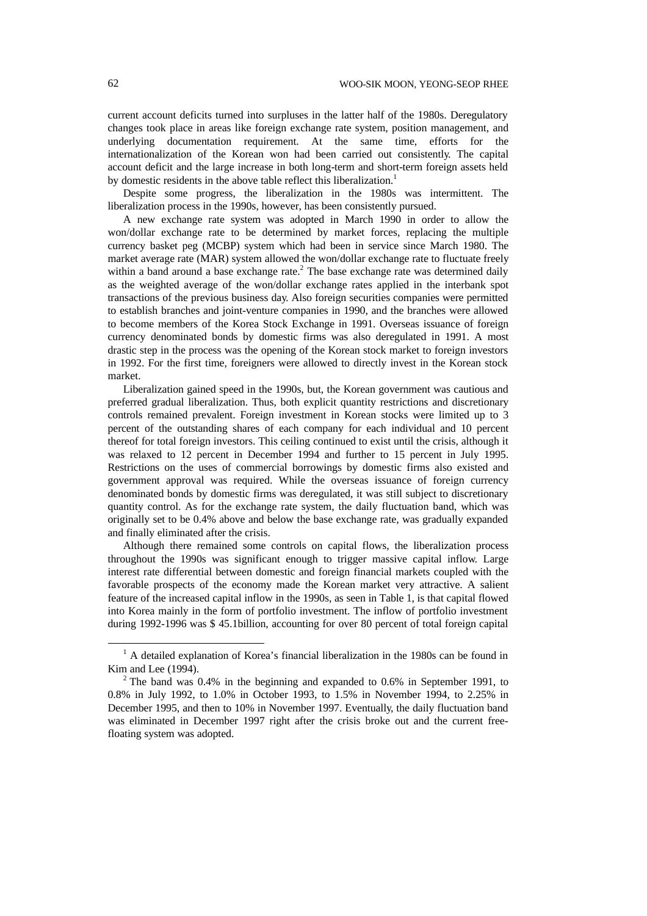current account deficits turned into surpluses in the latter half of the 1980s. Deregulatory changes took place in areas like foreign exchange rate system, position management, and underlying documentation requirement. At the same time, efforts for the internationalization of the Korean won had been carried out consistently. The capital account deficit and the large increase in both long-term and short-term foreign assets held by domestic residents in the above table reflect this liberalization.[1]

Despite some progress, the liberalization in the 1980s was intermittent. The liberalization process in the 1990s, however, has been consistently pursued.

A new exchange rate system was adopted in March 1990 in order to allow the won/dollar exchange rate to be determined by market forces, replacing the multiple currency basket peg (MCBP) system which had been in service since March 1980. The market average rate (MAR) system allowed the won/dollar exchange rate to fluctuate freely within a band around a base exchange rate.[2] The base exchange rate was determined daily as the weighted average of the won/dollar exchange rates applied in the interbank spot transactions of the previous business day. Also foreign securities companies were permitted to establish branches and joint-venture companies in 1990, and the branches were allowed to become members of the Korea Stock Exchange in 1991. Overseas issuance of foreign currency denominated bonds by domestic firms was also deregulated in 1991. A most drastic step in the process was the opening of the Korean stock market to foreign investors in 1992. For the first time, foreigners were allowed to directly invest in the Korean stock market.

Liberalization gained speed in the 1990s, but, the Korean government was cautious and preferred gradual liberalization. Thus, both explicit quantity restrictions and discretionary controls remained prevalent. Foreign investment in Korean stocks were limited up to 3 percent of the outstanding shares of each company for each individual and 10 percent thereof for total foreign investors. This ceiling continued to exist until the crisis, although it was relaxed to 12 percent in December 1994 and further to 15 percent in July 1995. Restrictions on the uses of commercial borrowings by domestic firms also existed and government approval was required. While the overseas issuance of foreign currency denominated bonds by domestic firms was deregulated, it was still subject to discretionary quantity control. As for the exchange rate system, the daily fluctuation band, which was originally set to be 0.4% above and below the base exchange rate, was gradually expanded and finally eliminated after the crisis.

Although there remained some controls on capital flows, the liberalization process throughout the 1990s was significant enough to trigger massive capital inflow. Large interest rate differential between domestic and foreign financial markets coupled with the favorable prospects of the economy made the Korean market very attractive. A salient feature of the increased capital inflow in the 1990s, as seen in Table 1, is that capital flowed into Korea mainly in the form of portfolio investment. The inflow of portfolio investment during 1992-1996 was $ 45.1billion, accounting for over 80 percent of total foreign capital

[1] A detailed explanation of Korea's financial liberalization in the 1980s can be found in Kim and Lee (1994).

[2] The band was 0.4% in the beginning and expanded to 0.6% in September 1991, to 0.8% in July 1992, to 1.0% in October 1993, to 1.5% in November 1994, to 2.25% in December 1995, and then to 10% in November 1997. Eventually, the daily fluctuation band was eliminated in December 1997 right after the crisis broke out and the current free-floating system was adopted.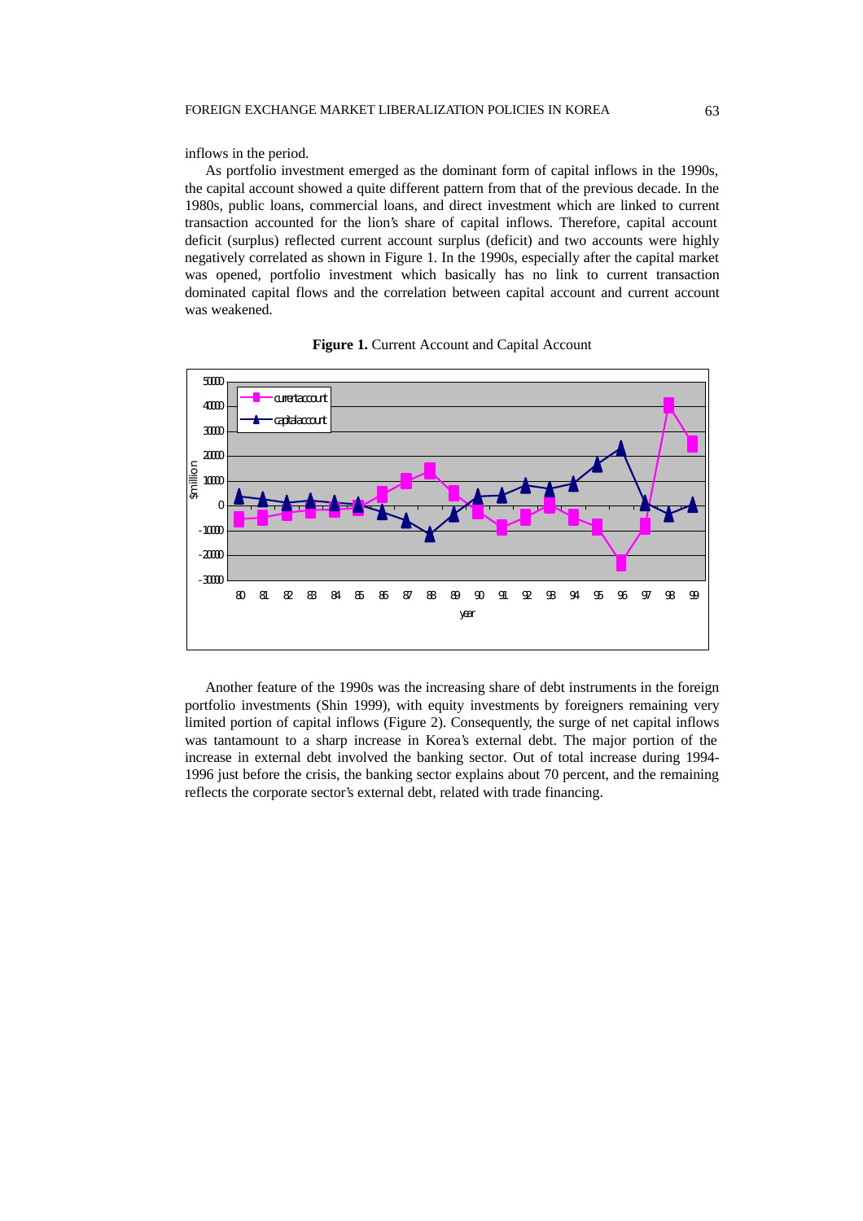inflows in the period.

As portfolio investment emerged as the dominant form of capital inflows in the 1990s, the capital account showed a quite different pattern from that of the previous decade. In the 1980s, public loans, commercial loans, and direct investment which are linked to current transaction accounted for the lion's share of capital inflows. Therefore, capital account deficit (surplus) reflected current account surplus (deficit) and two accounts were highly negatively correlated as shown in Figure 1. In the 1990s, especially after the capital market was opened, portfolio investment which basically has no link to current transaction dominated capital flows and the correlation between capital account and current account was weakened.

**Figure 1.** Current Account and Capital Account

Another feature of the 1990s was the increasing share of debt instruments in the foreign portfolio investments (Shin 1999), with equity investments by foreigners remaining very limited portion of capital inflows (Figure 2). Consequently, the surge of net capital inflows was tantamount to a sharp increase in Korea's external debt. The major portion of the increase in external debt involved the banking sector. Out of total increase during 1994-1996 just before the crisis, the banking sector explains about 70 percent, and the remaining reflects the corporate sector's external debt, related with trade financing.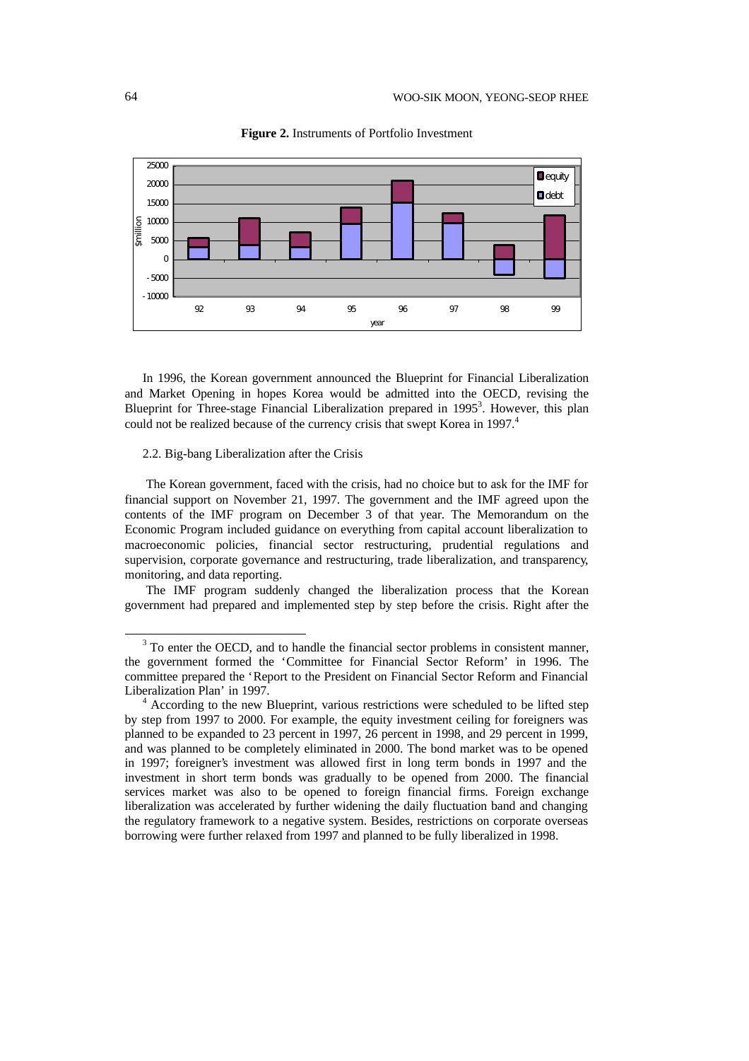**Figure 2.** Instruments of Portfolio Investment

In 1996, the Korean government announced the Blueprint for Financial Liberalization and Market Opening in hopes Korea would be admitted into the OECD, revising the Blueprint for Three-stage Financial Liberalization prepared in 1995[3]. However, this plan could not be realized because of the currency crisis that swept Korea in 1997.[4]

### 2.2. Big-bang Liberalization after the Crisis

The Korean government, faced with the crisis, had no choice but to ask for the IMF for financial support on November 21, 1997. The government and the IMF agreed upon the contents of the IMF program on December 3 of that year. The Memorandum on the Economic Program included guidance on everything from capital account liberalization to macroeconomic policies, financial sector restructuring, prudential regulations and supervision, corporate governance and restructuring, trade liberalization, and transparency, monitoring, and data reporting.

The IMF program suddenly changed the liberalization process that the Korean government had prepared and implemented step by step before the crisis. Right after the

---

[3] To enter the OECD, and to handle the financial sector problems in consistent manner, the government formed the 'Committee for Financial Sector Reform' in 1996. The committee prepared the 'Report to the President on Financial Sector Reform and Financial Liberalization Plan' in 1997.

[4] According to the new Blueprint, various restrictions were scheduled to be lifted step by step from 1997 to 2000. For example, the equity investment ceiling for foreigners was planned to be expanded to 23 percent in 1997, 26 percent in 1998, and 29 percent in 1999, and was planned to be completely eliminated in 2000. The bond market was to be opened in 1997; foreigner's investment was allowed first in long term bonds in 1997 and the investment in short term bonds was gradually to be opened from 2000. The financial services market was also to be opened to foreign financial firms. Foreign exchange liberalization was accelerated by further widening the daily fluctuation band and changing the regulatory framework to a negative system. Besides, restrictions on corporate overseas borrowing were further relaxed from 1997 and planned to be fully liberalized in 1998.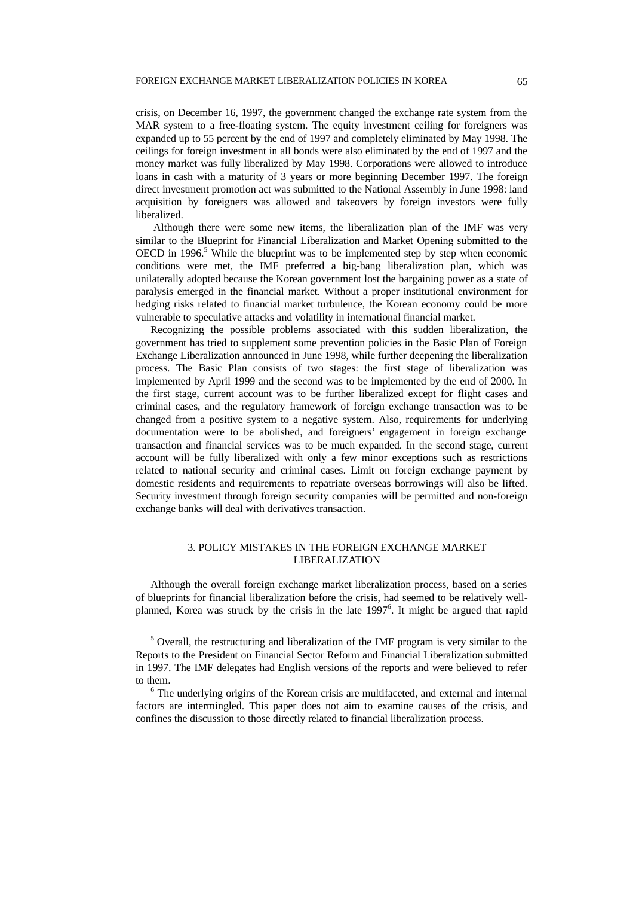crisis, on December 16, 1997, the government changed the exchange rate system from the MAR system to a free-floating system. The equity investment ceiling for foreigners was expanded up to 55 percent by the end of 1997 and completely eliminated by May 1998. The ceilings for foreign investment in all bonds were also eliminated by the end of 1997 and the money market was fully liberalized by May 1998. Corporations were allowed to introduce loans in cash with a maturity of 3 years or more beginning December 1997. The foreign direct investment promotion act was submitted to the National Assembly in June 1998: land acquisition by foreigners was allowed and takeovers by foreign investors were fully liberalized.

Although there were some new items, the liberalization plan of the IMF was very similar to the Blueprint for Financial Liberalization and Market Opening submitted to the OECD in 1996.[5] While the blueprint was to be implemented step by step when economic conditions were met, the IMF preferred a big-bang liberalization plan, which was unilaterally adopted because the Korean government lost the bargaining power as a state of paralysis emerged in the financial market. Without a proper institutional environment for hedging risks related to financial market turbulence, the Korean economy could be more vulnerable to speculative attacks and volatility in international financial market.

Recognizing the possible problems associated with this sudden liberalization, the government has tried to supplement some prevention policies in the Basic Plan of Foreign Exchange Liberalization announced in June 1998, while further deepening the liberalization process. The Basic Plan consists of two stages: the first stage of liberalization was implemented by April 1999 and the second was to be implemented by the end of 2000. In the first stage, current account was to be further liberalized except for flight cases and criminal cases, and the regulatory framework of foreign exchange transaction was to be changed from a positive system to a negative system. Also, requirements for underlying documentation were to be abolished, and foreigners' engagement in foreign exchange transaction and financial services was to be much expanded. In the second stage, current account will be fully liberalized with only a few minor exceptions such as restrictions related to national security and criminal cases. Limit on foreign exchange payment by domestic residents and requirements to repatriate overseas borrowings will also be lifted. Security investment through foreign security companies will be permitted and non-foreign exchange banks will deal with derivatives transaction.

## 3. POLICY MISTAKES IN THE FOREIGN EXCHANGE MARKET LIBERALIZATION

Although the overall foreign exchange market liberalization process, based on a series of blueprints for financial liberalization before the crisis, had seemed to be relatively well-planned, Korea was struck by the crisis in the late 1997[6]. It might be argued that rapid

---

[5] Overall, the restructuring and liberalization of the IMF program is very similar to the Reports to the President on Financial Sector Reform and Financial Liberalization submitted in 1997. The IMF delegates had English versions of the reports and were believed to refer to them.

[6] The underlying origins of the Korean crisis are multifaceted, and external and internal factors are intermingled. This paper does not aim to examine causes of the crisis, and confines the discussion to those directly related to financial liberalization process.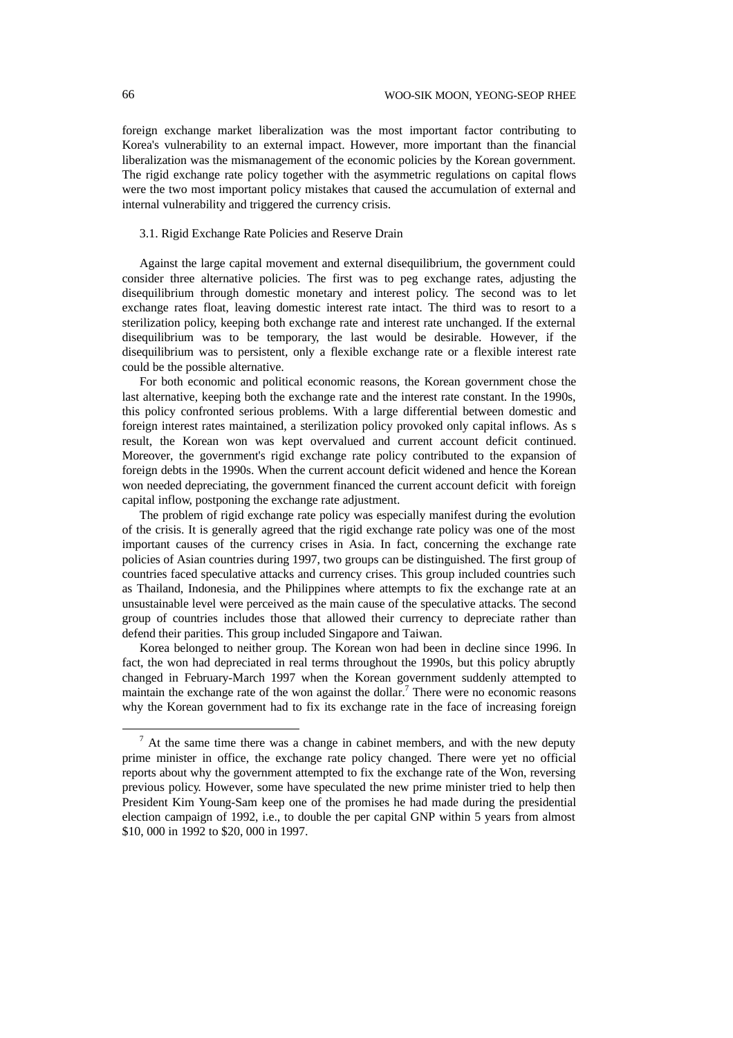foreign exchange market liberalization was the most important factor contributing to Korea's vulnerability to an external impact. However, more important than the financial liberalization was the mismanagement of the economic policies by the Korean government. The rigid exchange rate policy together with the asymmetric regulations on capital flows were the two most important policy mistakes that caused the accumulation of external and internal vulnerability and triggered the currency crisis.

### 3.1. Rigid Exchange Rate Policies and Reserve Drain

Against the large capital movement and external disequilibrium, the government could consider three alternative policies. The first was to peg exchange rates, adjusting the disequilibrium through domestic monetary and interest policy. The second was to let exchange rates float, leaving domestic interest rate intact. The third was to resort to a sterilization policy, keeping both exchange rate and interest rate unchanged. If the external disequilibrium was to be temporary, the last would be desirable. However, if the disequilibrium was to persistent, only a flexible exchange rate or a flexible interest rate could be the possible alternative.

For both economic and political economic reasons, the Korean government chose the last alternative, keeping both the exchange rate and the interest rate constant. In the 1990s, this policy confronted serious problems. With a large differential between domestic and foreign interest rates maintained, a sterilization policy provoked only capital inflows. As s result, the Korean won was kept overvalued and current account deficit continued. Moreover, the government's rigid exchange rate policy contributed to the expansion of foreign debts in the 1990s. When the current account deficit widened and hence the Korean won needed depreciating, the government financed the current account deficit with foreign capital inflow, postponing the exchange rate adjustment.

The problem of rigid exchange rate policy was especially manifest during the evolution of the crisis. It is generally agreed that the rigid exchange rate policy was one of the most important causes of the currency crises in Asia. In fact, concerning the exchange rate policies of Asian countries during 1997, two groups can be distinguished. The first group of countries faced speculative attacks and currency crises. This group included countries such as Thailand, Indonesia, and the Philippines where attempts to fix the exchange rate at an unsustainable level were perceived as the main cause of the speculative attacks. The second group of countries includes those that allowed their currency to depreciate rather than defend their parities. This group included Singapore and Taiwan.

Korea belonged to neither group. The Korean won had been in decline since 1996. In fact, the won had depreciated in real terms throughout the 1990s, but this policy abruptly changed in February-March 1997 when the Korean government suddenly attempted to maintain the exchange rate of the won against the dollar.[7] There were no economic reasons why the Korean government had to fix its exchange rate in the face of increasing foreign

---

[7] At the same time there was a change in cabinet members, and with the new deputy prime minister in office, the exchange rate policy changed. There were yet no official reports about why the government attempted to fix the exchange rate of the Won, reversing previous policy. However, some have speculated the new prime minister tried to help then President Kim Young-Sam keep one of the promises he had made during the presidential election campaign of 1992, i.e., to double the per capital GNP within 5 years from almost $10, 000 in 1992 to $20, 000 in 1997.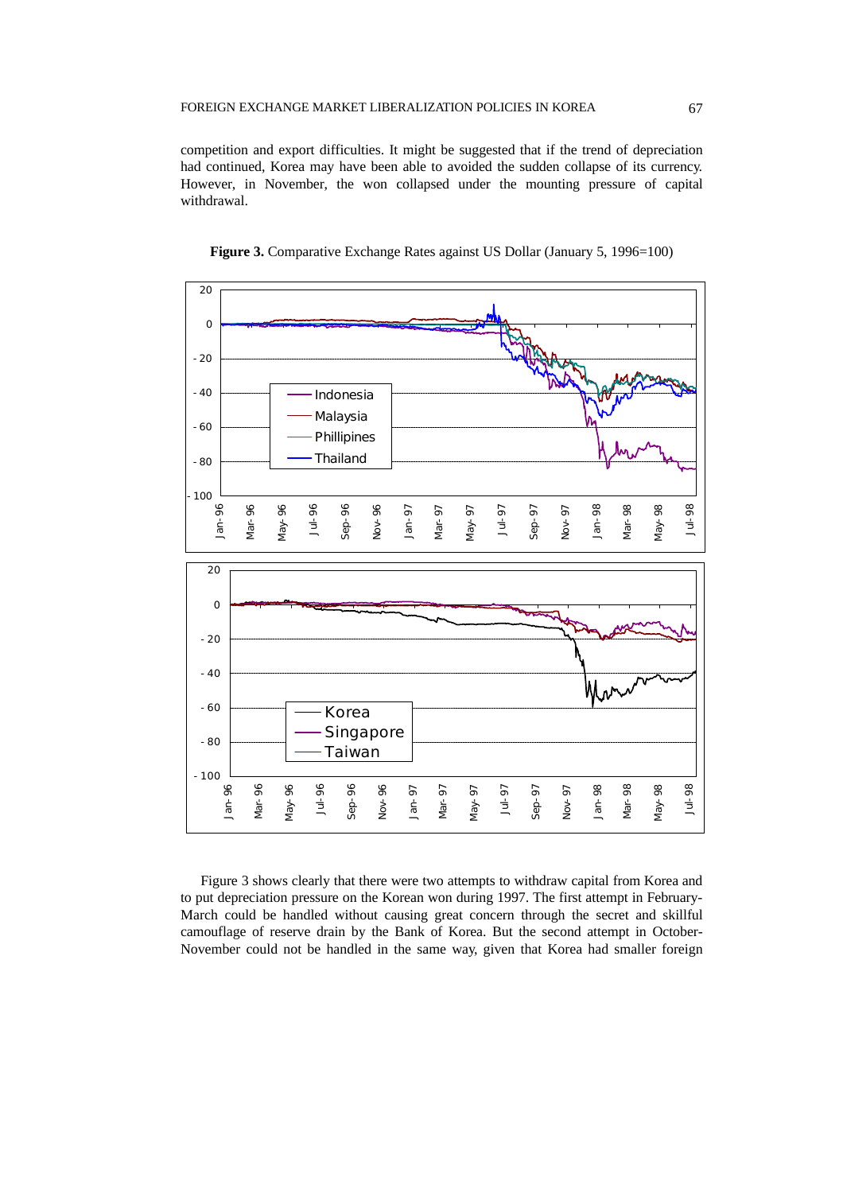competition and export difficulties. It might be suggested that if the trend of depreciation had continued, Korea may have been able to avoided the sudden collapse of its currency. However, in November, the won collapsed under the mounting pressure of capital withdrawal.

**Figure 3.** Comparative Exchange Rates against US Dollar (January 5, 1996=100)

Figure 3 shows clearly that there were two attempts to withdraw capital from Korea and to put depreciation pressure on the Korean won during 1997. The first attempt in February-March could be handled without causing great concern through the secret and skillful camouflage of reserve drain by the Bank of Korea. But the second attempt in October-November could not be handled in the same way, given that Korea had smaller foreign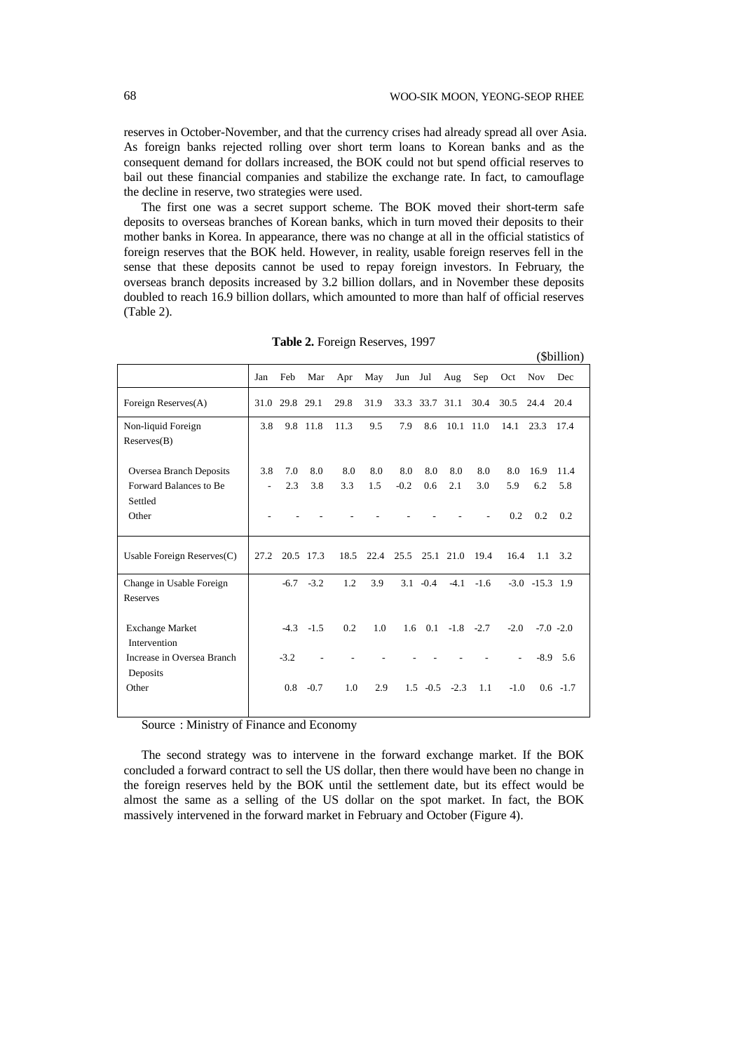reserves in October-November, and that the currency crises had already spread all over Asia. As foreign banks rejected rolling over short term loans to Korean banks and as the consequent demand for dollars increased, the BOK could not but spend official reserves to bail out these financial companies and stabilize the exchange rate. In fact, to camouflage the decline in reserve, two strategies were used.

The first one was a secret support scheme. The BOK moved their short-term safe deposits to overseas branches of Korean banks, which in turn moved their deposits to their mother banks in Korea. In appearance, there was no change at all in the official statistics of foreign reserves that the BOK held. However, in reality, usable foreign reserves fell in the sense that these deposits cannot be used to repay foreign investors. In February, the overseas branch deposits increased by 3.2 billion dollars, and in November these deposits doubled to reach 16.9 billion dollars, which amounted to more than half of official reserves (Table 2).

**Table 2.** Foreign Reserves, 1997

($billion)

| | Jan | Feb | Mar | Apr | May | Jun | Jul | Aug | Sep | Oct | Nov | Dec |
|---|---|---|---|---|---|---|---|---|---|---|---|---|
| Foreign Reserves(A) | 31.0 | 29.8 | 29.1 | 29.8 | 31.9 | 33.3 | 33.7 | 31.1 | 30.4 | 30.5 | 24.4 | 20.4 |
| Non-liquid Foreign Reserves(B) | 3.8 | 9.8 | 11.8 | 11.3 | 9.5 | 7.9 | 8.6 | 10.1 | 11.0 | 14.1 | 23.3 | 17.4 |
| Oversea Branch Deposits | 3.8 | 7.0 | 8.0 | 8.0 | 8.0 | 8.0 | 8.0 | 8.0 | 8.0 | 8.0 | 16.9 | 11.4 |
| Forward Balances to Be Settled | - | 2.3 | 3.8 | 3.3 | 1.5 | -0.2 | 0.6 | 2.1 | 3.0 | 5.9 | 6.2 | 5.8 |
| Other | - | - | - | - | - | - | - | - | - | 0.2 | 0.2 | 0.2 |
| Usable Foreign Reserves(C) | 27.2 | 20.5 | 17.3 | 18.5 | 22.4 | 25.5 | 25.1 | 21.0 | 19.4 | 16.4 | 1.1 | 3.2 |
| Change in Usable Foreign Reserves | | -6.7 | -3.2 | 1.2 | 3.9 | 3.1 | -0.4 | -4.1 | -1.6 | -3.0 | -15.3 | 1.9 |
| Exchange Market Intervention | | -4.3 | -1.5 | 0.2 | 1.0 | 1.6 | 0.1 | -1.8 | -2.7 | -2.0 | -7.0 | -2.0 |
| Increase in Oversea Branch Deposits | | -3.2 | - | - | - | - | - | - | - | - | -8.9 | 5.6 |
| Other | | 0.8 | -0.7 | 1.0 | 2.9 | 1.5 | -0.5 | -2.3 | 1.1 | -1.0 | 0.6 | -1.7 |

Source : Ministry of Finance and Economy

The second strategy was to intervene in the forward exchange market. If the BOK concluded a forward contract to sell the US dollar, then there would have been no change in the foreign reserves held by the BOK until the settlement date, but its effect would be almost the same as a selling of the US dollar on the spot market. In fact, the BOK massively intervened in the forward market in February and October (Figure 4).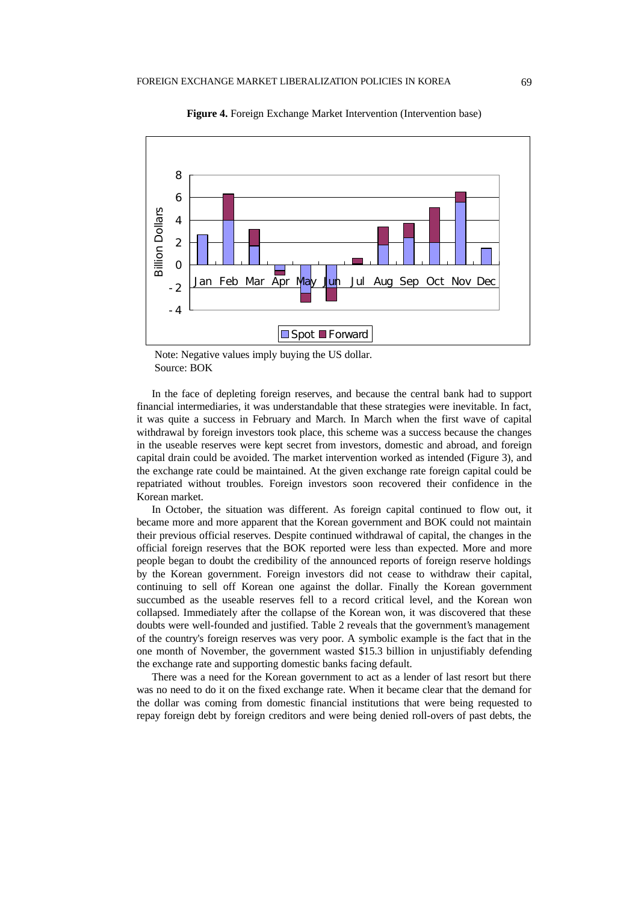**Figure 4.** Foreign Exchange Market Intervention (Intervention base)

Note: Negative values imply buying the US dollar.
Source: BOK

In the face of depleting foreign reserves, and because the central bank had to support financial intermediaries, it was understandable that these strategies were inevitable. In fact, it was quite a success in February and March. In March when the first wave of capital withdrawal by foreign investors took place, this scheme was a success because the changes in the useable reserves were kept secret from investors, domestic and abroad, and foreign capital drain could be avoided. The market intervention worked as intended (Figure 3), and the exchange rate could be maintained. At the given exchange rate foreign capital could be repatriated without troubles. Foreign investors soon recovered their confidence in the Korean market.

In October, the situation was different. As foreign capital continued to flow out, it became more and more apparent that the Korean government and BOK could not maintain their previous official reserves. Despite continued withdrawal of capital, the changes in the official foreign reserves that the BOK reported were less than expected. More and more people began to doubt the credibility of the announced reports of foreign reserve holdings by the Korean government. Foreign investors did not cease to withdraw their capital, continuing to sell off Korean one against the dollar. Finally the Korean government succumbed as the useable reserves fell to a record critical level, and the Korean won collapsed. Immediately after the collapse of the Korean won, it was discovered that these doubts were well-founded and justified. Table 2 reveals that the government's management of the country's foreign reserves was very poor. A symbolic example is the fact that in the one month of November, the government wasted $15.3 billion in unjustifiably defending the exchange rate and supporting domestic banks facing default.

There was a need for the Korean government to act as a lender of last resort but there was no need to do it on the fixed exchange rate. When it became clear that the demand for the dollar was coming from domestic financial institutions that were being requested to repay foreign debt by foreign creditors and were being denied roll-overs of past debts, the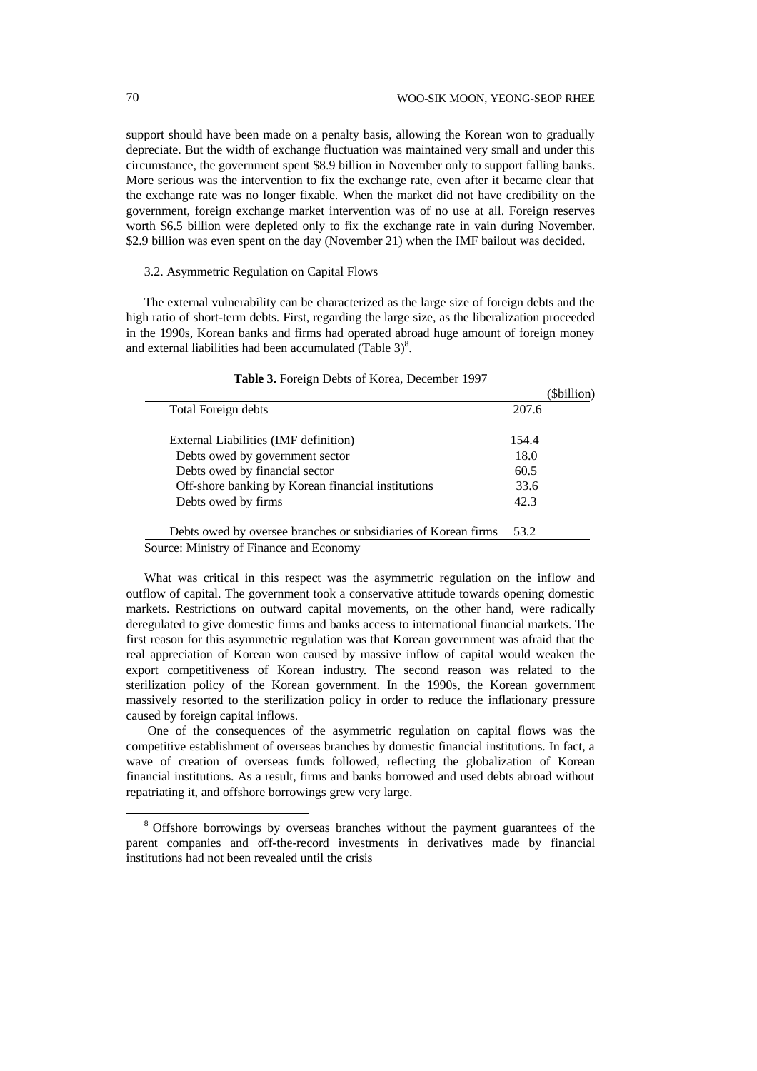support should have been made on a penalty basis, allowing the Korean won to gradually depreciate. But the width of exchange fluctuation was maintained very small and under this circumstance, the government spent $8.9 billion in November only to support falling banks. More serious was the intervention to fix the exchange rate, even after it became clear that the exchange rate was no longer fixable. When the market did not have credibility on the government, foreign exchange market intervention was of no use at all. Foreign reserves worth $6.5 billion were depleted only to fix the exchange rate in vain during November. $2.9 billion was even spent on the day (November 21) when the IMF bailout was decided.

### 3.2. Asymmetric Regulation on Capital Flows

The external vulnerability can be characterized as the large size of foreign debts and the high ratio of short-term debts. First, regarding the large size, as the liberalization proceeded in the 1990s, Korean banks and firms had operated abroad huge amount of foreign money and external liabilities had been accumulated (Table 3)[8].

**Table 3.** Foreign Debts of Korea, December 1997

| | ($billion) |
|---|---|
| Total Foreign debts | 207.6 |
| External Liabilities (IMF definition) | 154.4 |
| Debts owed by government sector | 18.0 |
| Debts owed by financial sector | 60.5 |
| Off-shore banking by Korean financial institutions | 33.6 |
| Debts owed by firms | 42.3 |
| Debts owed by oversee branches or subsidiaries of Korean firms | 53.2 |

Source: Ministry of Finance and Economy

What was critical in this respect was the asymmetric regulation on the inflow and outflow of capital. The government took a conservative attitude towards opening domestic markets. Restrictions on outward capital movements, on the other hand, were radically deregulated to give domestic firms and banks access to international financial markets. The first reason for this asymmetric regulation was that Korean government was afraid that the real appreciation of Korean won caused by massive inflow of capital would weaken the export competitiveness of Korean industry. The second reason was related to the sterilization policy of the Korean government. In the 1990s, the Korean government massively resorted to the sterilization policy in order to reduce the inflationary pressure caused by foreign capital inflows.

One of the consequences of the asymmetric regulation on capital flows was the competitive establishment of overseas branches by domestic financial institutions. In fact, a wave of creation of overseas funds followed, reflecting the globalization of Korean financial institutions. As a result, firms and banks borrowed and used debts abroad without repatriating it, and offshore borrowings grew very large.

[8] Offshore borrowings by overseas branches without the payment guarantees of the parent companies and off-the-record investments in derivatives made by financial institutions had not been revealed until the crisis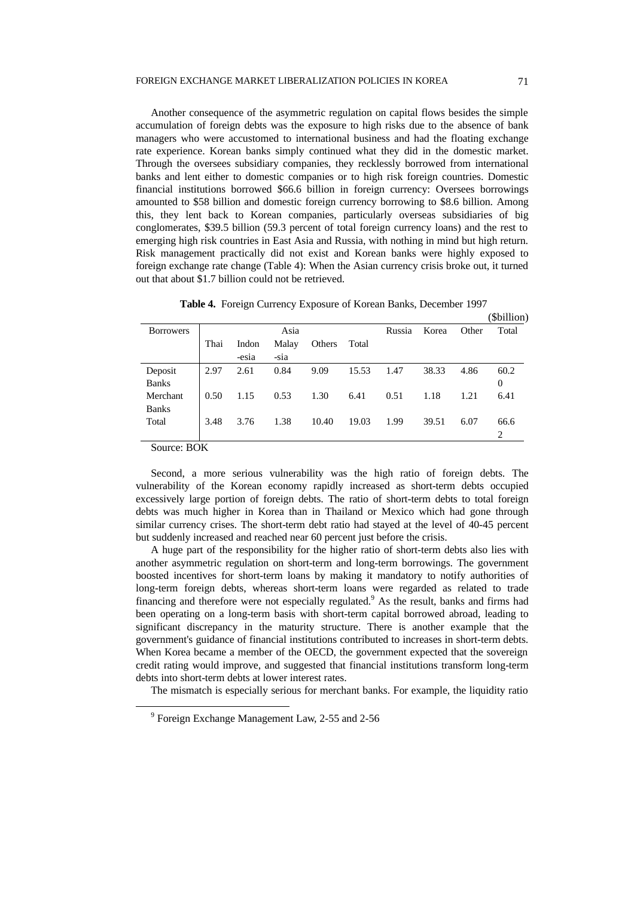Another consequence of the asymmetric regulation on capital flows besides the simple accumulation of foreign debts was the exposure to high risks due to the absence of bank managers who were accustomed to international business and had the floating exchange rate experience. Korean banks simply continued what they did in the domestic market. Through the oversees subsidiary companies, they recklessly borrowed from international banks and lent either to domestic companies or to high risk foreign countries. Domestic financial institutions borrowed \$66.6 billion in foreign currency: Oversees borrowings amounted to \$58 billion and domestic foreign currency borrowing to \$8.6 billion. Among this, they lent back to Korean companies, particularly overseas subsidiaries of big conglomerates, \$39.5 billion (59.3 percent of total foreign currency loans) and the rest to emerging high risk countries in East Asia and Russia, with nothing in mind but high return. Risk management practically did not exist and Korean banks were highly exposed to foreign exchange rate change (Table 4): When the Asian currency crisis broke out, it turned out that about \$1.7 billion could not be retrieved.

**Table 4.** Foreign Currency Exposure of Korean Banks, December 1997

(\$billion)

| Borrowers | Asia | | | | | Russia | Korea | Other | Total |
|---|---|---|---|---|---|---|---|---|---|
| | Thai | Indonesia | Malaysia | Others | Total | | | | |
| Deposit Banks | 2.97 | 2.61 | 0.84 | 9.09 | 15.53 | 1.47 | 38.33 | 4.86 | 60.20 |
| Merchant Banks | 0.50 | 1.15 | 0.53 | 1.30 | 6.41 | 0.51 | 1.18 | 1.21 | 6.41 |
| Total | 3.48 | 3.76 | 1.38 | 10.40 | 19.03 | 1.99 | 39.51 | 6.07 | 66.62 |

Source: BOK

Second, a more serious vulnerability was the high ratio of foreign debts. The vulnerability of the Korean economy rapidly increased as short-term debts occupied excessively large portion of foreign debts. The ratio of short-term debts to total foreign debts was much higher in Korea than in Thailand or Mexico which had gone through similar currency crises. The short-term debt ratio had stayed at the level of 40-45 percent but suddenly increased and reached near 60 percent just before the crisis.

A huge part of the responsibility for the higher ratio of short-term debts also lies with another asymmetric regulation on short-term and long-term borrowings. The government boosted incentives for short-term loans by making it mandatory to notify authorities of long-term foreign debts, whereas short-term loans were regarded as related to trade financing and therefore were not especially regulated.[9] As the result, banks and firms had been operating on a long-term basis with short-term capital borrowed abroad, leading to significant discrepancy in the maturity structure. There is another example that the government's guidance of financial institutions contributed to increases in short-term debts. When Korea became a member of the OECD, the government expected that the sovereign credit rating would improve, and suggested that financial institutions transform long-term debts into short-term debts at lower interest rates.

The mismatch is especially serious for merchant banks. For example, the liquidity ratio

[9] Foreign Exchange Management Law, 2-55 and 2-56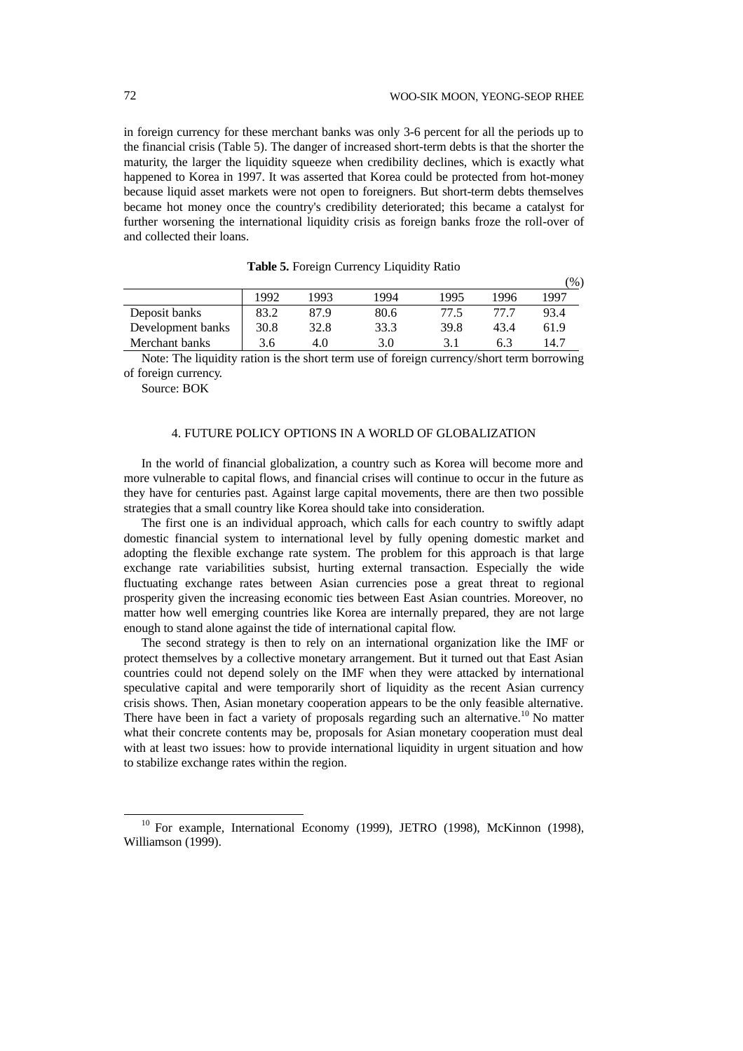in foreign currency for these merchant banks was only 3-6 percent for all the periods up to the financial crisis (Table 5). The danger of increased short-term debts is that the shorter the maturity, the larger the liquidity squeeze when credibility declines, which is exactly what happened to Korea in 1997. It was asserted that Korea could be protected from hot-money because liquid asset markets were not open to foreigners. But short-term debts themselves became hot money once the country's credibility deteriorated; this became a catalyst for further worsening the international liquidity crisis as foreign banks froze the roll-over of and collected their loans.

**Table 5.** Foreign Currency Liquidity Ratio

(%)

| | 1992 | 1993 | 1994 | 1995 | 1996 | 1997 |
|---|---|---|---|---|---|---|
| Deposit banks | 83.2 | 87.9 | 80.6 | 77.5 | 77.7 | 93.4 |
| Development banks | 30.8 | 32.8 | 33.3 | 39.8 | 43.4 | 61.9 |
| Merchant banks | 3.6 | 4.0 | 3.0 | 3.1 | 6.3 | 14.7 |

Note: The liquidity ration is the short term use of foreign currency/short term borrowing of foreign currency.

Source: BOK

## 4. FUTURE POLICY OPTIONS IN A WORLD OF GLOBALIZATION

In the world of financial globalization, a country such as Korea will become more and more vulnerable to capital flows, and financial crises will continue to occur in the future as they have for centuries past. Against large capital movements, there are then two possible strategies that a small country like Korea should take into consideration.

The first one is an individual approach, which calls for each country to swiftly adapt domestic financial system to international level by fully opening domestic market and adopting the flexible exchange rate system. The problem for this approach is that large exchange rate variabilities subsist, hurting external transaction. Especially the wide fluctuating exchange rates between Asian currencies pose a great threat to regional prosperity given the increasing economic ties between East Asian countries. Moreover, no matter how well emerging countries like Korea are internally prepared, they are not large enough to stand alone against the tide of international capital flow.

The second strategy is then to rely on an international organization like the IMF or protect themselves by a collective monetary arrangement. But it turned out that East Asian countries could not depend solely on the IMF when they were attacked by international speculative capital and were temporarily short of liquidity as the recent Asian currency crisis shows. Then, Asian monetary cooperation appears to be the only feasible alternative. There have been in fact a variety of proposals regarding such an alternative.[10] No matter what their concrete contents may be, proposals for Asian monetary cooperation must deal with at least two issues: how to provide international liquidity in urgent situation and how to stabilize exchange rates within the region.

[10] For example, International Economy (1999), JETRO (1998), McKinnon (1998), Williamson (1999).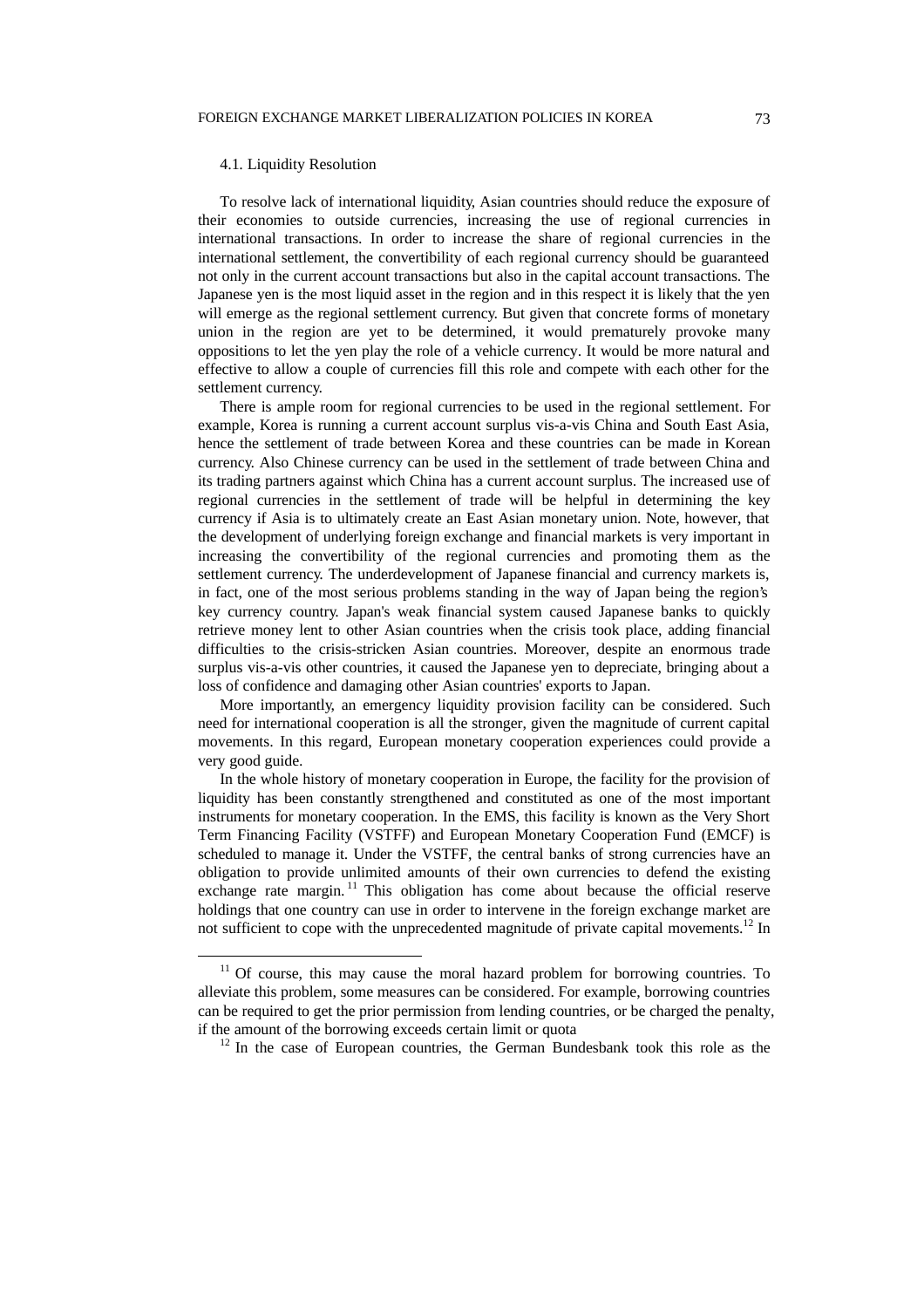### 4.1. Liquidity Resolution

To resolve lack of international liquidity, Asian countries should reduce the exposure of their economies to outside currencies, increasing the use of regional currencies in international transactions. In order to increase the share of regional currencies in the international settlement, the convertibility of each regional currency should be guaranteed not only in the current account transactions but also in the capital account transactions. The Japanese yen is the most liquid asset in the region and in this respect it is likely that the yen will emerge as the regional settlement currency. But given that concrete forms of monetary union in the region are yet to be determined, it would prematurely provoke many oppositions to let the yen play the role of a vehicle currency. It would be more natural and effective to allow a couple of currencies fill this role and compete with each other for the settlement currency.

There is ample room for regional currencies to be used in the regional settlement. For example, Korea is running a current account surplus vis-a-vis China and South East Asia, hence the settlement of trade between Korea and these countries can be made in Korean currency. Also Chinese currency can be used in the settlement of trade between China and its trading partners against which China has a current account surplus. The increased use of regional currencies in the settlement of trade will be helpful in determining the key currency if Asia is to ultimately create an East Asian monetary union. Note, however, that the development of underlying foreign exchange and financial markets is very important in increasing the convertibility of the regional currencies and promoting them as the settlement currency. The underdevelopment of Japanese financial and currency markets is, in fact, one of the most serious problems standing in the way of Japan being the region's key currency country. Japan's weak financial system caused Japanese banks to quickly retrieve money lent to other Asian countries when the crisis took place, adding financial difficulties to the crisis-stricken Asian countries. Moreover, despite an enormous trade surplus vis-a-vis other countries, it caused the Japanese yen to depreciate, bringing about a loss of confidence and damaging other Asian countries' exports to Japan.

More importantly, an emergency liquidity provision facility can be considered. Such need for international cooperation is all the stronger, given the magnitude of current capital movements. In this regard, European monetary cooperation experiences could provide a very good guide.

In the whole history of monetary cooperation in Europe, the facility for the provision of liquidity has been constantly strengthened and constituted as one of the most important instruments for monetary cooperation. In the EMS, this facility is known as the Very Short Term Financing Facility (VSTFF) and European Monetary Cooperation Fund (EMCF) is scheduled to manage it. Under the VSTFF, the central banks of strong currencies have an obligation to provide unlimited amounts of their own currencies to defend the existing exchange rate margin.[11] This obligation has come about because the official reserve holdings that one country can use in order to intervene in the foreign exchange market are not sufficient to cope with the unprecedented magnitude of private capital movements.[12] In

---

[11] Of course, this may cause the moral hazard problem for borrowing countries. To alleviate this problem, some measures can be considered. For example, borrowing countries can be required to get the prior permission from lending countries, or be charged the penalty, if the amount of the borrowing exceeds certain limit or quota

[12] In the case of European countries, the German Bundesbank took this role as the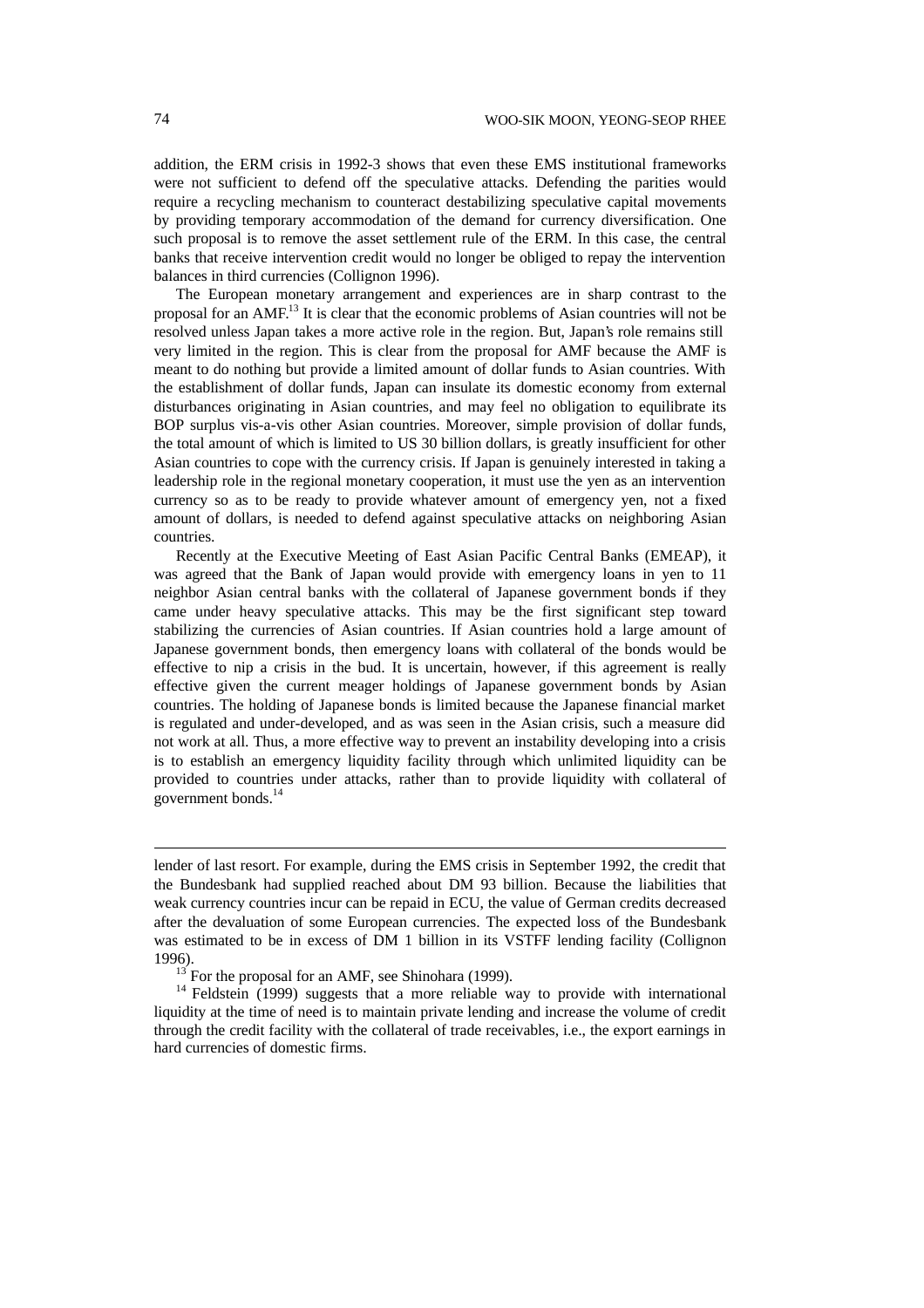addition, the ERM crisis in 1992-3 shows that even these EMS institutional frameworks were not sufficient to defend off the speculative attacks. Defending the parities would require a recycling mechanism to counteract destabilizing speculative capital movements by providing temporary accommodation of the demand for currency diversification. One such proposal is to remove the asset settlement rule of the ERM. In this case, the central banks that receive intervention credit would no longer be obliged to repay the intervention balances in third currencies (Collignon 1996).

The European monetary arrangement and experiences are in sharp contrast to the proposal for an AMF.[13] It is clear that the economic problems of Asian countries will not be resolved unless Japan takes a more active role in the region. But, Japan's role remains still very limited in the region. This is clear from the proposal for AMF because the AMF is meant to do nothing but provide a limited amount of dollar funds to Asian countries. With the establishment of dollar funds, Japan can insulate its domestic economy from external disturbances originating in Asian countries, and may feel no obligation to equilibrate its BOP surplus vis-a-vis other Asian countries. Moreover, simple provision of dollar funds, the total amount of which is limited to US 30 billion dollars, is greatly insufficient for other Asian countries to cope with the currency crisis. If Japan is genuinely interested in taking a leadership role in the regional monetary cooperation, it must use the yen as an intervention currency so as to be ready to provide whatever amount of emergency yen, not a fixed amount of dollars, is needed to defend against speculative attacks on neighboring Asian countries.

Recently at the Executive Meeting of East Asian Pacific Central Banks (EMEAP), it was agreed that the Bank of Japan would provide with emergency loans in yen to 11 neighbor Asian central banks with the collateral of Japanese government bonds if they came under heavy speculative attacks. This may be the first significant step toward stabilizing the currencies of Asian countries. If Asian countries hold a large amount of Japanese government bonds, then emergency loans with collateral of the bonds would be effective to nip a crisis in the bud. It is uncertain, however, if this agreement is really effective given the current meager holdings of Japanese government bonds by Asian countries. The holding of Japanese bonds is limited because the Japanese financial market is regulated and under-developed, and as was seen in the Asian crisis, such a measure did not work at all. Thus, a more effective way to prevent an instability developing into a crisis is to establish an emergency liquidity facility through which unlimited liquidity can be provided to countries under attacks, rather than to provide liquidity with collateral of government bonds.[14]

---

lender of last resort. For example, during the EMS crisis in September 1992, the credit that the Bundesbank had supplied reached about DM 93 billion. Because the liabilities that weak currency countries incur can be repaid in ECU, the value of German credits decreased after the devaluation of some European currencies. The expected loss of the Bundesbank was estimated to be in excess of DM 1 billion in its VSTFF lending facility (Collignon 1996).

[13] For the proposal for an AMF, see Shinohara (1999).

[14] Feldstein (1999) suggests that a more reliable way to provide with international liquidity at the time of need is to maintain private lending and increase the volume of credit through the credit facility with the collateral of trade receivables, i.e., the export earnings in hard currencies of domestic firms.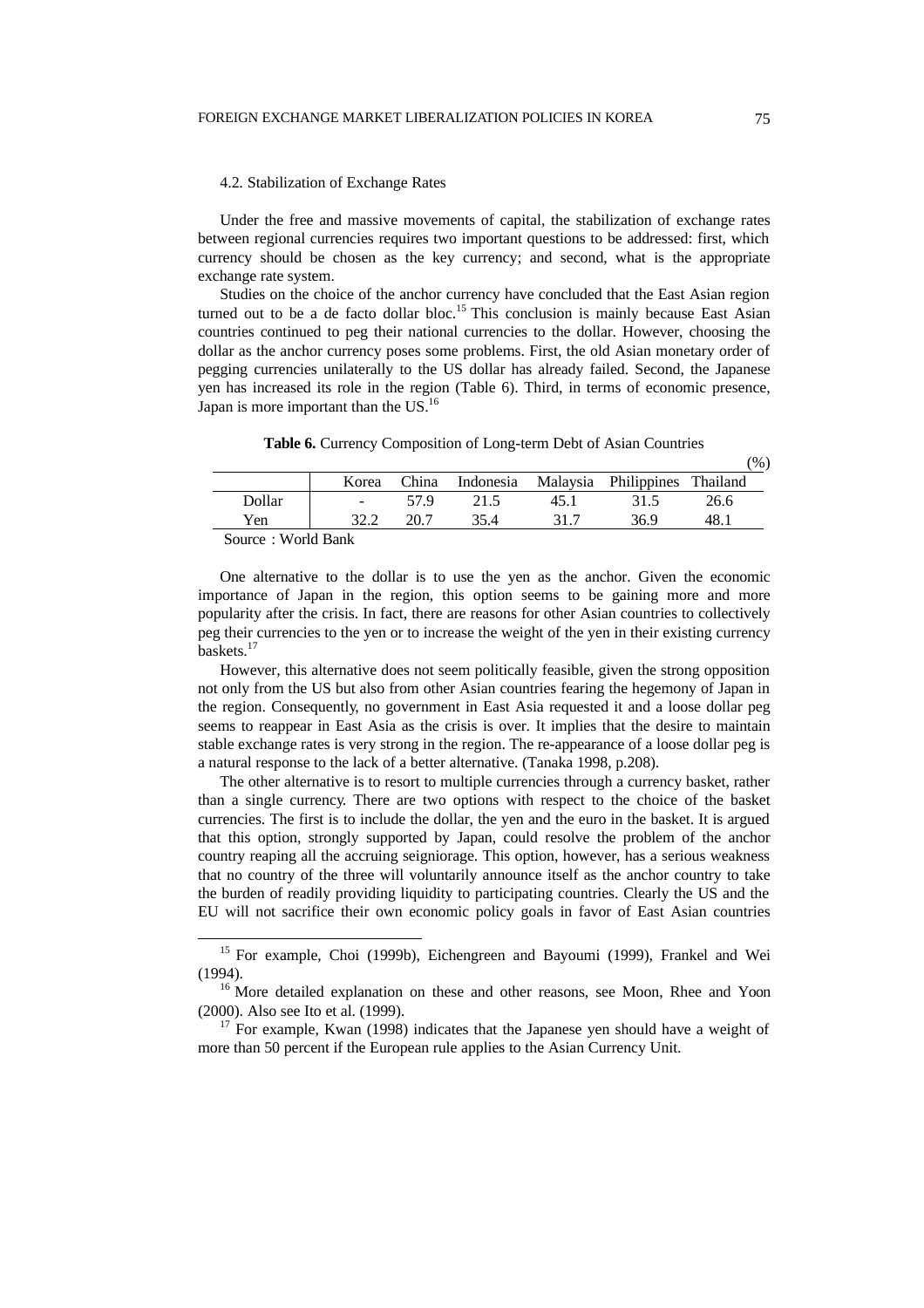### 4.2. Stabilization of Exchange Rates

Under the free and massive movements of capital, the stabilization of exchange rates between regional currencies requires two important questions to be addressed: first, which currency should be chosen as the key currency; and second, what is the appropriate exchange rate system.

Studies on the choice of the anchor currency have concluded that the East Asian region turned out to be a de facto dollar bloc.[15] This conclusion is mainly because East Asian countries continued to peg their national currencies to the dollar. However, choosing the dollar as the anchor currency poses some problems. First, the old Asian monetary order of pegging currencies unilaterally to the US dollar has already failed. Second, the Japanese yen has increased its role in the region (Table 6). Third, in terms of economic presence, Japan is more important than the US.[16]

**Table 6.** Currency Composition of Long-term Debt of Asian Countries

(%)

| | Korea | China | Indonesia | Malaysia | Philippines | Thailand |
|---|---|---|---|---|---|---|
| Dollar | - | 57.9 | 21.5 | 45.1 | 31.5 | 26.6 |
| Yen | 32.2 | 20.7 | 35.4 | 31.7 | 36.9 | 48.1 |

Source : World Bank

One alternative to the dollar is to use the yen as the anchor. Given the economic importance of Japan in the region, this option seems to be gaining more and more popularity after the crisis. In fact, there are reasons for other Asian countries to collectively peg their currencies to the yen or to increase the weight of the yen in their existing currency baskets.[17]

However, this alternative does not seem politically feasible, given the strong opposition not only from the US but also from other Asian countries fearing the hegemony of Japan in the region. Consequently, no government in East Asia requested it and a loose dollar peg seems to reappear in East Asia as the crisis is over. It implies that the desire to maintain stable exchange rates is very strong in the region. The re-appearance of a loose dollar peg is a natural response to the lack of a better alternative. (Tanaka 1998, p.208).

The other alternative is to resort to multiple currencies through a currency basket, rather than a single currency. There are two options with respect to the choice of the basket currencies. The first is to include the dollar, the yen and the euro in the basket. It is argued that this option, strongly supported by Japan, could resolve the problem of the anchor country reaping all the accruing seigniorage. This option, however, has a serious weakness that no country of the three will voluntarily announce itself as the anchor country to take the burden of readily providing liquidity to participating countries. Clearly the US and the EU will not sacrifice their own economic policy goals in favor of East Asian countries

---

[15] For example, Choi (1999b), Eichengreen and Bayoumi (1999), Frankel and Wei (1994).

[16] More detailed explanation on these and other reasons, see Moon, Rhee and Yoon (2000). Also see Ito et al. (1999).

[17] For example, Kwan (1998) indicates that the Japanese yen should have a weight of more than 50 percent if the European rule applies to the Asian Currency Unit.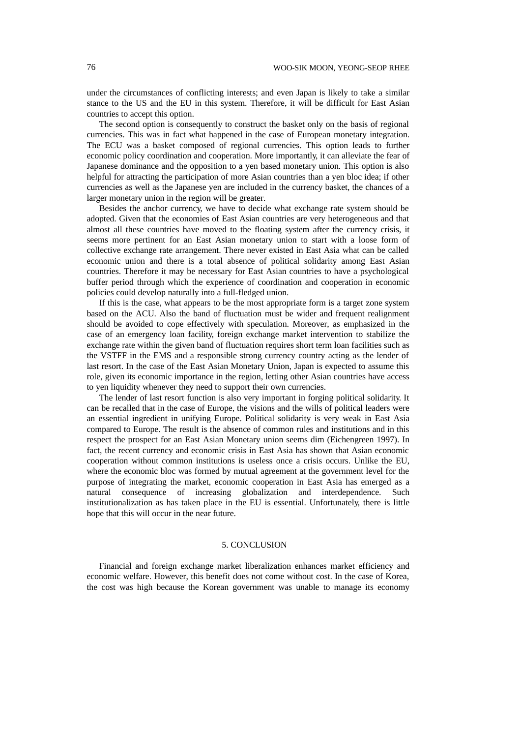under the circumstances of conflicting interests; and even Japan is likely to take a similar stance to the US and the EU in this system. Therefore, it will be difficult for East Asian countries to accept this option.

The second option is consequently to construct the basket only on the basis of regional currencies. This was in fact what happened in the case of European monetary integration. The ECU was a basket composed of regional currencies. This option leads to further economic policy coordination and cooperation. More importantly, it can alleviate the fear of Japanese dominance and the opposition to a yen based monetary union. This option is also helpful for attracting the participation of more Asian countries than a yen bloc idea; if other currencies as well as the Japanese yen are included in the currency basket, the chances of a larger monetary union in the region will be greater.

Besides the anchor currency, we have to decide what exchange rate system should be adopted. Given that the economies of East Asian countries are very heterogeneous and that almost all these countries have moved to the floating system after the currency crisis, it seems more pertinent for an East Asian monetary union to start with a loose form of collective exchange rate arrangement. There never existed in East Asia what can be called economic union and there is a total absence of political solidarity among East Asian countries. Therefore it may be necessary for East Asian countries to have a psychological buffer period through which the experience of coordination and cooperation in economic policies could develop naturally into a full-fledged union.

If this is the case, what appears to be the most appropriate form is a target zone system based on the ACU. Also the band of fluctuation must be wider and frequent realignment should be avoided to cope effectively with speculation. Moreover, as emphasized in the case of an emergency loan facility, foreign exchange market intervention to stabilize the exchange rate within the given band of fluctuation requires short term loan facilities such as the VSTFF in the EMS and a responsible strong currency country acting as the lender of last resort. In the case of the East Asian Monetary Union, Japan is expected to assume this role, given its economic importance in the region, letting other Asian countries have access to yen liquidity whenever they need to support their own currencies.

The lender of last resort function is also very important in forging political solidarity. It can be recalled that in the case of Europe, the visions and the wills of political leaders were an essential ingredient in unifying Europe. Political solidarity is very weak in East Asia compared to Europe. The result is the absence of common rules and institutions and in this respect the prospect for an East Asian Monetary union seems dim (Eichengreen 1997). In fact, the recent currency and economic crisis in East Asia has shown that Asian economic cooperation without common institutions is useless once a crisis occurs. Unlike the EU, where the economic bloc was formed by mutual agreement at the government level for the purpose of integrating the market, economic cooperation in East Asia has emerged as a natural consequence of increasing globalization and interdependence. Such institutionalization as has taken place in the EU is essential. Unfortunately, there is little hope that this will occur in the near future.

## 5. CONCLUSION

Financial and foreign exchange market liberalization enhances market efficiency and economic welfare. However, this benefit does not come without cost. In the case of Korea, the cost was high because the Korean government was unable to manage its economy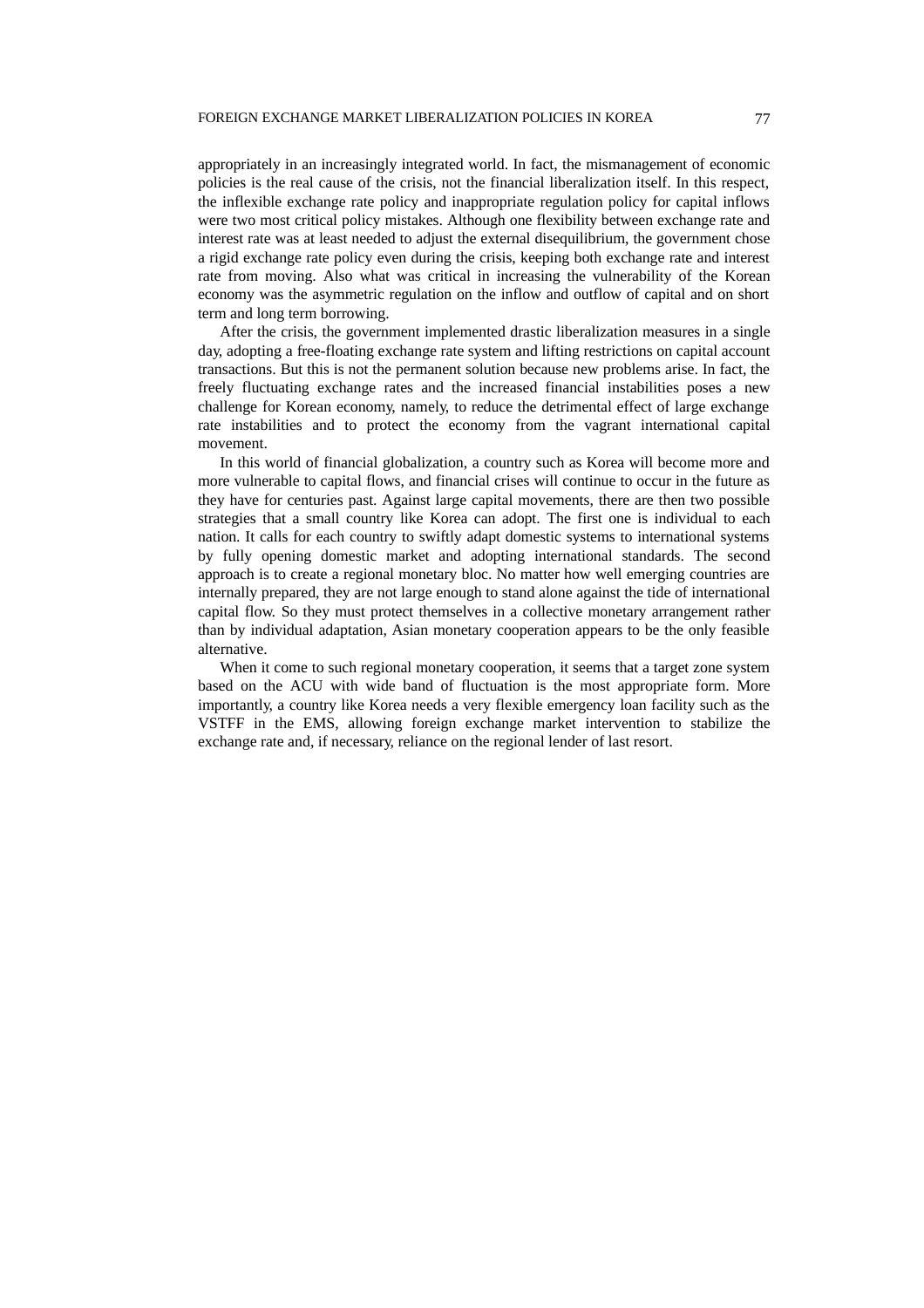appropriately in an increasingly integrated world. In fact, the mismanagement of economic policies is the real cause of the crisis, not the financial liberalization itself. In this respect, the inflexible exchange rate policy and inappropriate regulation policy for capital inflows were two most critical policy mistakes. Although one flexibility between exchange rate and interest rate was at least needed to adjust the external disequilibrium, the government chose a rigid exchange rate policy even during the crisis, keeping both exchange rate and interest rate from moving. Also what was critical in increasing the vulnerability of the Korean economy was the asymmetric regulation on the inflow and outflow of capital and on short term and long term borrowing.

After the crisis, the government implemented drastic liberalization measures in a single day, adopting a free-floating exchange rate system and lifting restrictions on capital account transactions. But this is not the permanent solution because new problems arise. In fact, the freely fluctuating exchange rates and the increased financial instabilities poses a new challenge for Korean economy, namely, to reduce the detrimental effect of large exchange rate instabilities and to protect the economy from the vagrant international capital movement.

In this world of financial globalization, a country such as Korea will become more and more vulnerable to capital flows, and financial crises will continue to occur in the future as they have for centuries past. Against large capital movements, there are then two possible strategies that a small country like Korea can adopt. The first one is individual to each nation. It calls for each country to swiftly adapt domestic systems to international systems by fully opening domestic market and adopting international standards. The second approach is to create a regional monetary bloc. No matter how well emerging countries are internally prepared, they are not large enough to stand alone against the tide of international capital flow. So they must protect themselves in a collective monetary arrangement rather than by individual adaptation, Asian monetary cooperation appears to be the only feasible alternative.

When it come to such regional monetary cooperation, it seems that a target zone system based on the ACU with wide band of fluctuation is the most appropriate form. More importantly, a country like Korea needs a very flexible emergency loan facility such as the VSTFF in the EMS, allowing foreign exchange market intervention to stabilize the exchange rate and, if necessary, reliance on the regional lender of last resort.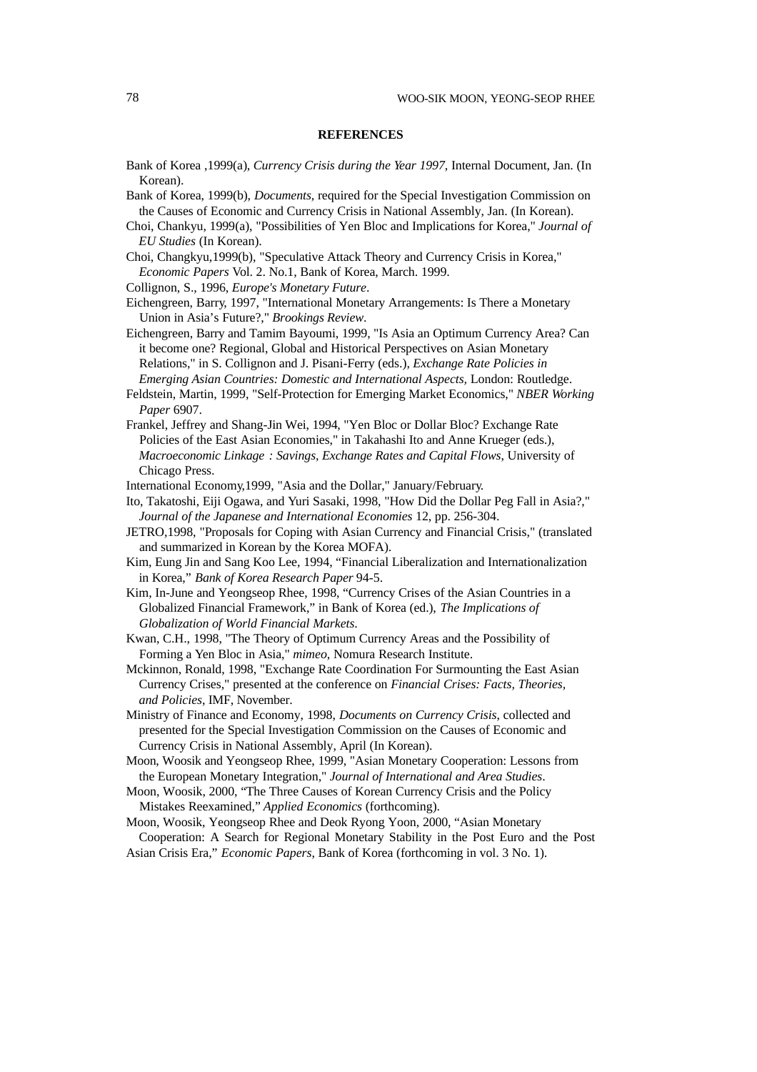## REFERENCES

Bank of Korea ,1999(a), *Currency Crisis during the Year 1997*, Internal Document, Jan. (In Korean).

Bank of Korea, 1999(b), *Documents*, required for the Special Investigation Commission on the Causes of Economic and Currency Crisis in National Assembly, Jan. (In Korean).

Choi, Chankyu, 1999(a), "Possibilities of Yen Bloc and Implications for Korea," *Journal of EU Studies* (In Korean).

Choi, Changkyu,1999(b), "Speculative Attack Theory and Currency Crisis in Korea," *Economic Papers* Vol. 2. No.1, Bank of Korea, March. 1999.

Collignon, S., 1996, *Europe's Monetary Future*.

Eichengreen, Barry, 1997, "International Monetary Arrangements: Is There a Monetary Union in Asia's Future?," *Brookings Review*.

Eichengreen, Barry and Tamim Bayoumi, 1999, "Is Asia an Optimum Currency Area? Can it become one? Regional, Global and Historical Perspectives on Asian Monetary Relations," in S. Collignon and J. Pisani-Ferry (eds.), *Exchange Rate Policies in Emerging Asian Countries: Domestic and International Aspects,* London: Routledge.

Feldstein, Martin, 1999, "Self-Protection for Emerging Market Economics," *NBER Working Paper* 6907.

Frankel, Jeffrey and Shang-Jin Wei, 1994, "Yen Bloc or Dollar Bloc? Exchange Rate Policies of the East Asian Economies," in Takahashi Ito and Anne Krueger (eds.), *Macroeconomic Linkage : Savings, Exchange Rates and Capital Flows*, University of Chicago Press.

International Economy,1999, "Asia and the Dollar," January/February.

Ito, Takatoshi, Eiji Ogawa, and Yuri Sasaki, 1998, "How Did the Dollar Peg Fall in Asia?," *Journal of the Japanese and International Economies* 12, pp. 256-304.

JETRO,1998, "Proposals for Coping with Asian Currency and Financial Crisis," (translated and summarized in Korean by the Korea MOFA).

Kim, Eung Jin and Sang Koo Lee, 1994, "Financial Liberalization and Internationalization in Korea," *Bank of Korea Research Paper* 94-5.

Kim, In-June and Yeongseop Rhee, 1998, "Currency Crises of the Asian Countries in a Globalized Financial Framework," in Bank of Korea (ed.), *The Implications of Globalization of World Financial Markets*.

Kwan, C.H., 1998, "The Theory of Optimum Currency Areas and the Possibility of Forming a Yen Bloc in Asia," *mimeo*, Nomura Research Institute.

Mckinnon, Ronald, 1998, "Exchange Rate Coordination For Surmounting the East Asian Currency Crises," presented at the conference on *Financial Crises: Facts, Theories, and Policies*, IMF, November.

Ministry of Finance and Economy, 1998, *Documents on Currency Crisis*, collected and presented for the Special Investigation Commission on the Causes of Economic and Currency Crisis in National Assembly, April (In Korean).

Moon, Woosik and Yeongseop Rhee, 1999, "Asian Monetary Cooperation: Lessons from the European Monetary Integration," *Journal of International and Area Studies*.

Moon, Woosik, 2000, "The Three Causes of Korean Currency Crisis and the Policy Mistakes Reexamined," *Applied Economics* (forthcoming).

Moon, Woosik, Yeongseop Rhee and Deok Ryong Yoon, 2000, "Asian Monetary Cooperation: A Search for Regional Monetary Stability in the Post Euro and the Post Asian Crisis Era," *Economic Papers*, Bank of Korea (forthcoming in vol. 3 No. 1).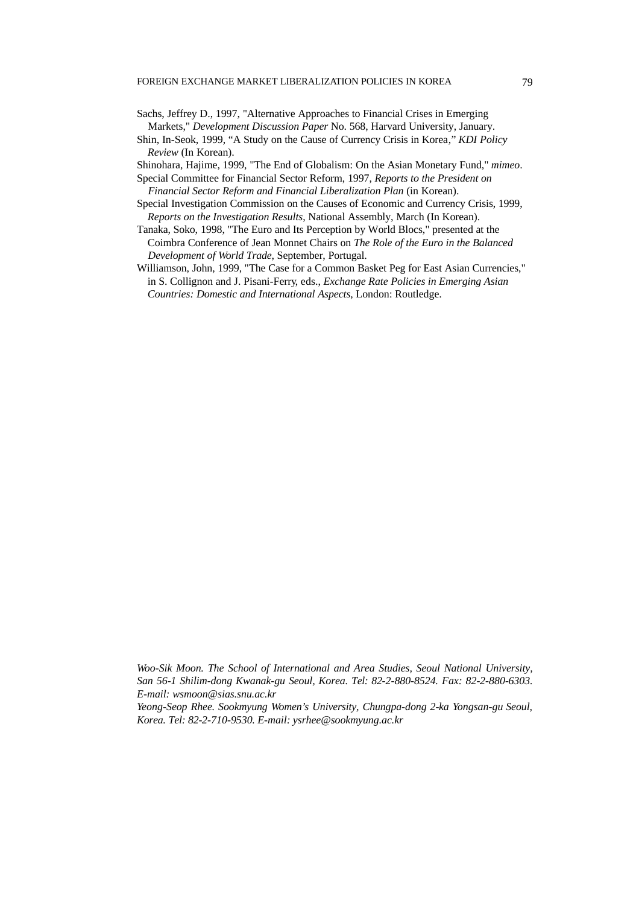Sachs, Jeffrey D., 1997, "Alternative Approaches to Financial Crises in Emerging Markets," *Development Discussion Paper* No. 568, Harvard University, January.

Shin, In-Seok, 1999, "A Study on the Cause of Currency Crisis in Korea," *KDI Policy Review* (In Korean).

Shinohara, Hajime, 1999, "The End of Globalism: On the Asian Monetary Fund," *mimeo*.

Special Committee for Financial Sector Reform, 1997, *Reports to the President on Financial Sector Reform and Financial Liberalization Plan* (in Korean).

Special Investigation Commission on the Causes of Economic and Currency Crisis, 1999, *Reports on the Investigation Results*, National Assembly, March (In Korean).

Tanaka, Soko, 1998, "The Euro and Its Perception by World Blocs," presented at the Coimbra Conference of Jean Monnet Chairs on *The Role of the Euro in the Balanced Development of World Trade*, September, Portugal.

Williamson, John, 1999, "The Case for a Common Basket Peg for East Asian Currencies," in S. Collignon and J. Pisani-Ferry, eds., *Exchange Rate Policies in Emerging Asian Countries: Domestic and International Aspects*, London: Routledge.

*Woo-Sik Moon. The School of International and Area Studies, Seoul National University, San 56-1 Shilim-dong Kwanak-gu Seoul, Korea. Tel: 82-2-880-8524. Fax: 82-2-880-6303. E-mail: wsmoon@sias.snu.ac.kr*

*Yeong-Seop Rhee. Sookmyung Women's University, Chungpa-dong 2-ka Yongsan-gu Seoul, Korea. Tel: 82-2-710-9530. E-mail: ysrhee@sookmyung.ac.kr*